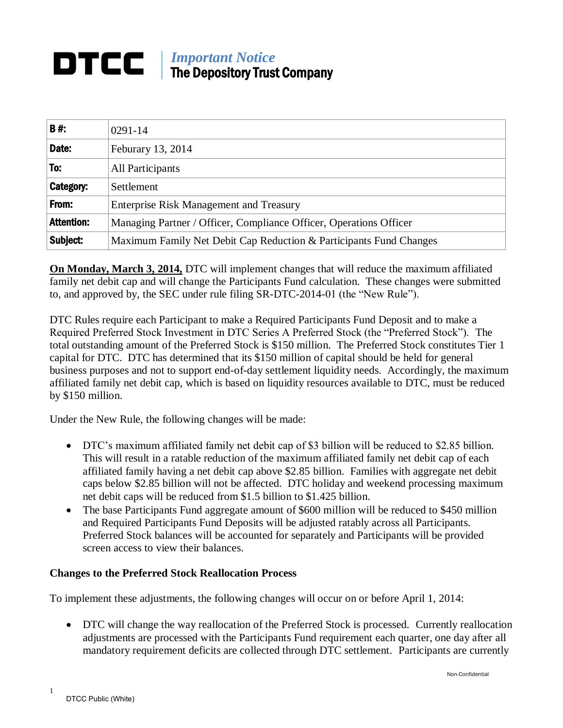# DTCC | *Important Notice*
## The Depository Trust Company

| **B #:** | 0291-14 |
|---|---|
| **Date:** | Feburary 13, 2014 |
| **To:** | All Participants |
| **Category:** | Settlement |
| **From:** | Enterprise Risk Management and Treasury |
| **Attention:** | Managing Partner / Officer, Compliance Officer, Operations Officer |
| **Subject:** | Maximum Family Net Debit Cap Reduction & Participants Fund Changes |

**On Monday, March 3, 2014,** DTC will implement changes that will reduce the maximum affiliated family net debit cap and will change the Participants Fund calculation. These changes were submitted to, and approved by, the SEC under rule filing SR-DTC-2014-01 (the "New Rule").

DTC Rules require each Participant to make a Required Participants Fund Deposit and to make a Required Preferred Stock Investment in DTC Series A Preferred Stock (the "Preferred Stock"). The total outstanding amount of the Preferred Stock is $150 million. The Preferred Stock constitutes Tier 1 capital for DTC. DTC has determined that its $150 million of capital should be held for general business purposes and not to support end-of-day settlement liquidity needs. Accordingly, the maximum affiliated family net debit cap, which is based on liquidity resources available to DTC, must be reduced by $150 million.

Under the New Rule, the following changes will be made:

- DTC's maximum affiliated family net debit cap of $3 billion will be reduced to $2.85 billion. This will result in a ratable reduction of the maximum affiliated family net debit cap of each affiliated family having a net debit cap above $2.85 billion. Families with aggregate net debit caps below $2.85 billion will not be affected. DTC holiday and weekend processing maximum net debit caps will be reduced from $1.5 billion to $1.425 billion.
- The base Participants Fund aggregate amount of $600 million will be reduced to $450 million and Required Participants Fund Deposits will be adjusted ratably across all Participants. Preferred Stock balances will be accounted for separately and Participants will be provided screen access to view their balances.

**Changes to the Preferred Stock Reallocation Process**

To implement these adjustments, the following changes will occur on or before April 1, 2014:

- DTC will change the way reallocation of the Preferred Stock is processed. Currently reallocation adjustments are processed with the Participants Fund requirement each quarter, one day after all mandatory requirement deficits are collected through DTC settlement. Participants are currently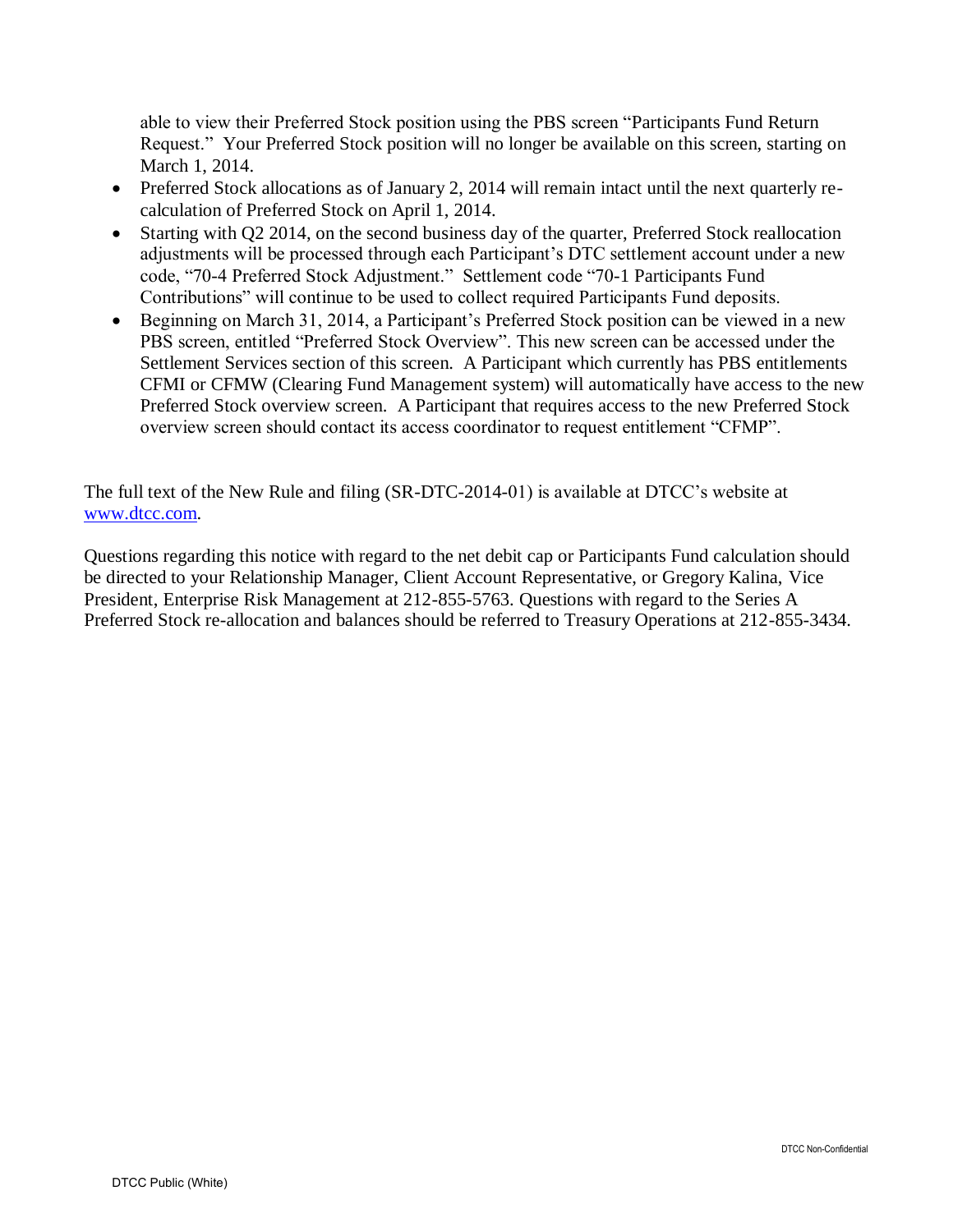able to view their Preferred Stock position using the PBS screen "Participants Fund Return Request." Your Preferred Stock position will no longer be available on this screen, starting on March 1, 2014.

- Preferred Stock allocations as of January 2, 2014 will remain intact until the next quarterly re-calculation of Preferred Stock on April 1, 2014.
- Starting with Q2 2014, on the second business day of the quarter, Preferred Stock reallocation adjustments will be processed through each Participant's DTC settlement account under a new code, "70-4 Preferred Stock Adjustment." Settlement code "70-1 Participants Fund Contributions" will continue to be used to collect required Participants Fund deposits.
- Beginning on March 31, 2014, a Participant's Preferred Stock position can be viewed in a new PBS screen, entitled "Preferred Stock Overview". This new screen can be accessed under the Settlement Services section of this screen. A Participant which currently has PBS entitlements CFMI or CFMW (Clearing Fund Management system) will automatically have access to the new Preferred Stock overview screen. A Participant that requires access to the new Preferred Stock overview screen should contact its access coordinator to request entitlement "CFMP".

The full text of the New Rule and filing (SR-DTC-2014-01) is available at DTCC's website at [www.dtcc.com](www.dtcc.com).

Questions regarding this notice with regard to the net debit cap or Participants Fund calculation should be directed to your Relationship Manager, Client Account Representative, or Gregory Kalina, Vice President, Enterprise Risk Management at 212-855-5763. Questions with regard to the Series A Preferred Stock re-allocation and balances should be referred to Treasury Operations at 212-855-3434.